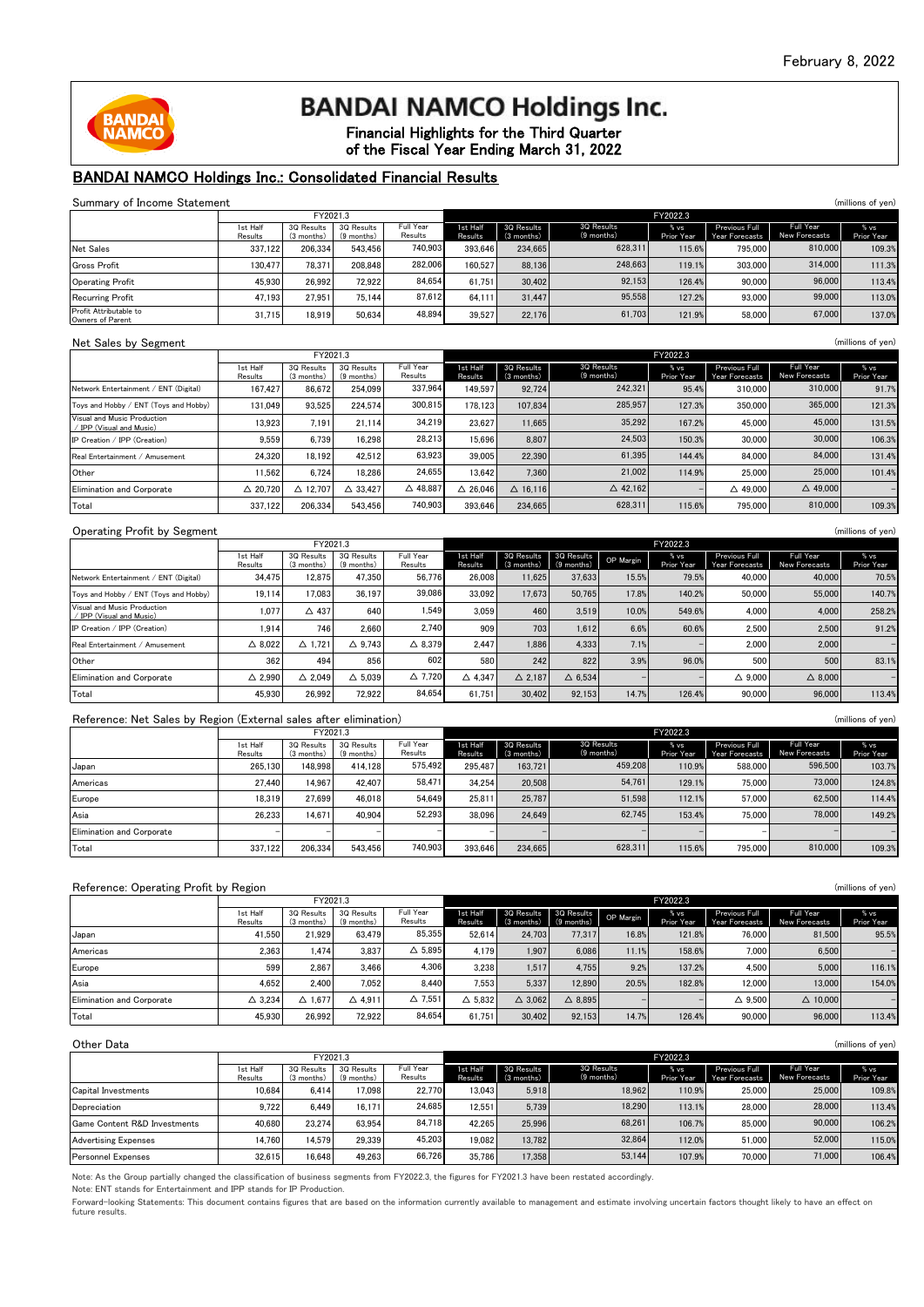February 8, 2022

# BANDAI NAMCO Holdings Inc.

Financial Highlights for the Third Quarter of the Fiscal Year Ending March 31, 2022

## BANDAI NAMCO Holdings Inc.: Consolidated Financial Results

### Summary of Income Statement

(millions of yen)

| | FY2021.3 | | | | FY2022.3 | | | | | | |
|---|---|---|---|---|---|---|---|---|---|---|---|
| | 1st Half Results | 3Q Results (3 months) | 3Q Results (9 months) | Full Year Results | 1st Half Results | 3Q Results (3 months) | 3Q Results (9 months) | % vs Prior Year | Previous Full Year Forecasts | Full Year New Forecasts | % vs Prior Year |
| Net Sales | 337,122 | 206,334 | 543,456 | 740,903 | 393,646 | 234,665 | 628,311 | 115.6% | 795,000 | 810,000 | 109.3% |
| Gross Profit | 130,477 | 78,371 | 208,848 | 282,006 | 160,527 | 88,136 | 248,663 | 119.1% | 303,000 | 314,000 | 111.3% |
| Operating Profit | 45,930 | 26,992 | 72,922 | 84,654 | 61,751 | 30,402 | 92,153 | 126.4% | 90,000 | 96,000 | 113.4% |
| Recurring Profit | 47,193 | 27,951 | 75,144 | 87,612 | 64,111 | 31,447 | 95,558 | 127.2% | 93,000 | 99,000 | 113.0% |
| Profit Attributable to Owners of Parent | 31,715 | 18,919 | 50,634 | 48,894 | 39,527 | 22,176 | 61,703 | 121.9% | 58,000 | 67,000 | 137.0% |

### Net Sales by Segment

(millions of yen)

| | FY2021.3 | | | | FY2022.3 | | | | | | |
|---|---|---|---|---|---|---|---|---|---|---|---|
| | 1st Half Results | 3Q Results (3 months) | 3Q Results (9 months) | Full Year Results | 1st Half Results | 3Q Results (3 months) | 3Q Results (9 months) | % vs Prior Year | Previous Full Year Forecasts | Full Year New Forecasts | % vs Prior Year |
| Network Entertainment / ENT (Digital) | 167,427 | 86,672 | 254,099 | 337,964 | 149,597 | 92,724 | 242,321 | 95.4% | 310,000 | 310,000 | 91.7% |
| Toys and Hobby / ENT (Toys and Hobby) | 131,049 | 93,525 | 224,574 | 300,815 | 178,123 | 107,834 | 285,957 | 127.3% | 350,000 | 365,000 | 121.3% |
| Visual and Music Production / IPP (Visual and Music) | 13,923 | 7,191 | 21,114 | 34,219 | 23,627 | 11,665 | 35,292 | 167.2% | 45,000 | 45,000 | 131.5% |
| IP Creation / IPP (Creation) | 9,559 | 6,739 | 16,298 | 28,213 | 15,696 | 8,807 | 24,503 | 150.3% | 30,000 | 30,000 | 106.3% |
| Real Entertainment / Amusement | 24,320 | 18,192 | 42,512 | 63,923 | 39,005 | 22,390 | 61,395 | 144.4% | 84,000 | 84,000 | 131.4% |
| Other | 11,562 | 6,724 | 18,286 | 24,655 | 13,642 | 7,360 | 21,002 | 114.9% | 25,000 | 25,000 | 101.4% |
| Elimination and Corporate | △ 20,720 | △ 12,707 | △ 33,427 | △ 48,887 | △ 26,046 | △ 16,116 | △ 42,162 | – | △ 49,000 | △ 49,000 | – |
| Total | 337,122 | 206,334 | 543,456 | 740,903 | 393,646 | 234,665 | 628,311 | 115.6% | 795,000 | 810,000 | 109.3% |

### Operating Profit by Segment

(millions of yen)

| | FY2021.3 | | | | FY2022.3 | | | | | | | |
|---|---|---|---|---|---|---|---|---|---|---|---|---|
| | 1st Half Results | 3Q Results (3 months) | 3Q Results (9 months) | Full Year Results | 1st Half Results | 3Q Results (3 months) | 3Q Results (9 months) | OP Margin | % vs Prior Year | Previous Full Year Forecasts | Full Year New Forecasts | % vs Prior Year |
| Network Entertainment / ENT (Digital) | 34,475 | 12,875 | 47,350 | 56,776 | 26,008 | 11,625 | 37,633 | 15.5% | 79.5% | 40,000 | 40,000 | 70.5% |
| Toys and Hobby / ENT (Toys and Hobby) | 19,114 | 17,083 | 36,197 | 39,086 | 33,092 | 17,673 | 50,765 | 17.8% | 140.2% | 50,000 | 55,000 | 140.7% |
| Visual and Music Production / IPP (Visual and Music) | 1,077 | △ 437 | 640 | 1,549 | 3,059 | 460 | 3,519 | 10.0% | 549.6% | 4,000 | 4,000 | 258.2% |
| IP Creation / IPP (Creation) | 1,914 | 746 | 2,660 | 2,740 | 909 | 703 | 1,612 | 6.6% | 60.6% | 2,500 | 2,500 | 91.2% |
| Real Entertainment / Amusement | △ 8,022 | △ 1,721 | △ 9,743 | △ 8,379 | 2,447 | 1,886 | 4,333 | 7.1% | – | 2,000 | 2,000 | – |
| Other | 362 | 494 | 856 | 602 | 580 | 242 | 822 | 3.9% | 96.0% | 500 | 500 | 83.1% |
| Elimination and Corporate | △ 2,990 | △ 2,049 | △ 5,039 | △ 7,720 | △ 4,347 | △ 2,187 | △ 6,534 | – | – | △ 9,000 | △ 8,000 | – |
| Total | 45,930 | 26,992 | 72,922 | 84,654 | 61,751 | 30,402 | 92,153 | 14.7% | 126.4% | 90,000 | 96,000 | 113.4% |

### Reference: Net Sales by Region (External sales after elimination)

(millions of yen)

| | FY2021.3 | | | | FY2022.3 | | | | | | |
|---|---|---|---|---|---|---|---|---|---|---|---|
| | 1st Half Results | 3Q Results (3 months) | 3Q Results (9 months) | Full Year Results | 1st Half Results | 3Q Results (3 months) | 3Q Results (9 months) | % vs Prior Year | Previous Full Year Forecasts | Full Year New Forecasts | % vs Prior Year |
| Japan | 265,130 | 148,998 | 414,128 | 575,492 | 295,487 | 163,721 | 459,208 | 110.9% | 588,000 | 596,500 | 103.7% |
| Americas | 27,440 | 14,967 | 42,407 | 58,471 | 34,254 | 20,508 | 54,761 | 129.1% | 75,000 | 73,000 | 124.8% |
| Europe | 18,319 | 27,699 | 46,018 | 54,649 | 25,811 | 25,787 | 51,598 | 112.1% | 57,000 | 62,500 | 114.4% |
| Asia | 26,233 | 14,671 | 40,904 | 52,293 | 38,096 | 24,649 | 62,745 | 153.4% | 75,000 | 78,000 | 149.2% |
| Elimination and Corporate | – | – | – | – | – | – | – | – | – | – | – |
| Total | 337,122 | 206,334 | 543,456 | 740,903 | 393,646 | 234,665 | 628,311 | 115.6% | 795,000 | 810,000 | 109.3% |

### Reference: Operating Profit by Region

(millions of yen)

| | FY2021.3 | | | | FY2022.3 | | | | | | | |
|---|---|---|---|---|---|---|---|---|---|---|---|---|
| | 1st Half Results | 3Q Results (3 months) | 3Q Results (9 months) | Full Year Results | 1st Half Results | 3Q Results (3 months) | 3Q Results (9 months) | OP Margin | % vs Prior Year | Previous Full Year Forecasts | Full Year New Forecasts | % vs Prior Year |
| Japan | 41,550 | 21,929 | 63,479 | 85,355 | 52,614 | 24,703 | 77,317 | 16.8% | 121.8% | 76,000 | 81,500 | 95.5% |
| Americas | 2,363 | 1,474 | 3,837 | △ 5,895 | 4,179 | 1,907 | 6,086 | 11.1% | 158.6% | 7,000 | 6,500 | – |
| Europe | 599 | 2,867 | 3,466 | 4,306 | 3,238 | 1,517 | 4,755 | 9.2% | 137.2% | 4,500 | 5,000 | 116.1% |
| Asia | 4,652 | 2,400 | 7,052 | 8,440 | 7,553 | 5,337 | 12,890 | 20.5% | 182.8% | 12,000 | 13,000 | 154.0% |
| Elimination and Corporate | △ 3,234 | △ 1,677 | △ 4,911 | △ 7,551 | △ 5,832 | △ 3,062 | △ 8,895 | – | – | △ 9,500 | △ 10,000 | – |
| Total | 45,930 | 26,992 | 72,922 | 84,654 | 61,751 | 30,402 | 92,153 | 14.7% | 126.4% | 90,000 | 96,000 | 113.4% |

### Other Data

(millions of yen)

| | FY2021.3 | | | | FY2022.3 | | | | | | |
|---|---|---|---|---|---|---|---|---|---|---|---|
| | 1st Half Results | 3Q Results (3 months) | 3Q Results (9 months) | Full Year Results | 1st Half Results | 3Q Results (3 months) | 3Q Results (9 months) | % vs Prior Year | Previous Full Year Forecasts | Full Year New Forecasts | % vs Prior Year |
| Capital Investments | 10,684 | 6,414 | 17,098 | 22,770 | 13,043 | 5,918 | 18,962 | 110.9% | 25,000 | 25,000 | 109.8% |
| Depreciation | 9,722 | 6,449 | 16,171 | 24,685 | 12,551 | 5,739 | 18,290 | 113.1% | 28,000 | 28,000 | 113.4% |
| Game Content R&D Investments | 40,680 | 23,274 | 63,954 | 84,718 | 42,265 | 25,996 | 68,261 | 106.7% | 85,000 | 90,000 | 106.2% |
| Advertising Expenses | 14,760 | 14,579 | 29,339 | 45,203 | 19,082 | 13,782 | 32,864 | 112.0% | 51,000 | 52,000 | 115.0% |
| Personnel Expenses | 32,615 | 16,648 | 49,263 | 66,726 | 35,786 | 17,358 | 53,144 | 107.9% | 70,000 | 71,000 | 106.4% |

Note: As the Group partially changed the classification of business segments from FY2022.3, the figures for FY2021.3 have been restated accordingly.

Note: ENT stands for Entertainment and IPP stands for IP Production.

Forward-looking Statements: This document contains figures that are based on the information currently available to management and estimate involving uncertain factors thought likely to have an effect on future results.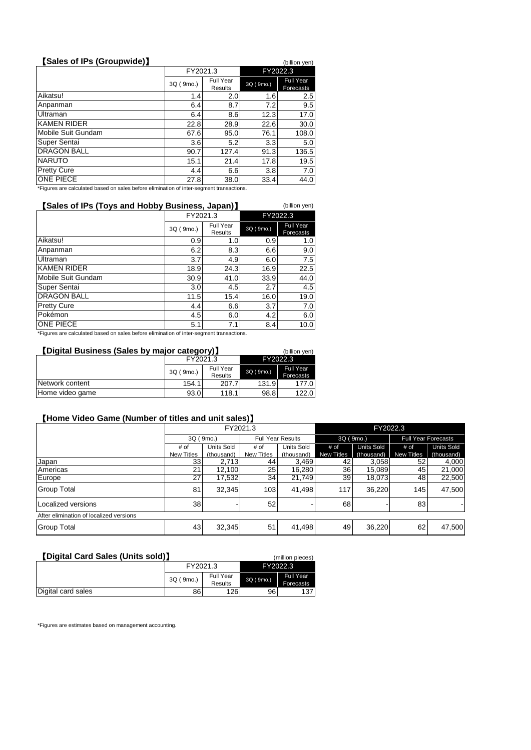## 【Sales of IPs (Groupwide)】

(billion yen)

| | FY2021.3 | | FY2022.3 | |
|---|---|---|---|---|
| | 3Q ( 9mo.) | Full Year Results | 3Q ( 9mo.) | Full Year Forecasts |
| Aikatsu! | 1.4 | 2.0 | 1.6 | 2.5 |
| Anpanman | 6.4 | 8.7 | 7.2 | 9.5 |
| Ultraman | 6.4 | 8.6 | 12.3 | 17.0 |
| KAMEN RIDER | 22.8 | 28.9 | 22.6 | 30.0 |
| Mobile Suit Gundam | 67.6 | 95.0 | 76.1 | 108.0 |
| Super Sentai | 3.6 | 5.2 | 3.3 | 5.0 |
| DRAGON BALL | 90.7 | 127.4 | 91.3 | 136.5 |
| NARUTO | 15.1 | 21.4 | 17.8 | 19.5 |
| Pretty Cure | 4.4 | 6.6 | 3.8 | 7.0 |
| ONE PIECE | 27.8 | 38.0 | 33.4 | 44.0 |

*Figures are calculated based on sales before elimination of inter-segment transactions.

## 【Sales of IPs (Toys and Hobby Business, Japan)】

(billion yen)

| | FY2021.3 | | FY2022.3 | |
|---|---|---|---|---|
| | 3Q ( 9mo.) | Full Year Results | 3Q ( 9mo.) | Full Year Forecasts |
| Aikatsu! | 0.9 | 1.0 | 0.9 | 1.0 |
| Anpanman | 6.2 | 8.3 | 6.6 | 9.0 |
| Ultraman | 3.7 | 4.9 | 6.0 | 7.5 |
| KAMEN RIDER | 18.9 | 24.3 | 16.9 | 22.5 |
| Mobile Suit Gundam | 30.9 | 41.0 | 33.9 | 44.0 |
| Super Sentai | 3.0 | 4.5 | 2.7 | 4.5 |
| DRAGON BALL | 11.5 | 15.4 | 16.0 | 19.0 |
| Pretty Cure | 4.4 | 6.6 | 3.7 | 7.0 |
| Pokémon | 4.5 | 6.0 | 4.2 | 6.0 |
| ONE PIECE | 5.1 | 7.1 | 8.4 | 10.0 |

*Figures are calculated based on sales before elimination of inter-segment transactions.

## 【Digital Business (Sales by major category)】

(billion yen)

| | FY2021.3 | | FY2022.3 | |
|---|---|---|---|---|
| | 3Q ( 9mo.) | Full Year Results | 3Q ( 9mo.) | Full Year Forecasts |
| Network content | 154.1 | 207.7 | 131.9 | 177.0 |
| Home video game | 93.0 | 118.1 | 98.8 | 122.0 |

## 【Home Video Game (Number of titles and unit sales)】

| | FY2021.3 | | | | FY2022.3 | | | |
|---|---|---|---|---|---|---|---|---|
| | 3Q ( 9mo.) | | Full Year Results | | 3Q ( 9mo.) | | Full Year Forecasts | |
| | # of New Titles | Units Sold (thousand) | # of New Titles | Units Sold (thousand) | # of New Titles | Units Sold (thousand) | # of New Titles | Units Sold (thousand) |
| Japan | 33 | 2,713 | 44 | 3,469 | 42 | 3,058 | 52 | 4,000 |
| Americas | 21 | 12,100 | 25 | 16,280 | 36 | 15,089 | 45 | 21,000 |
| Europe | 27 | 17,532 | 34 | 21,749 | 39 | 18,073 | 48 | 22,500 |
| Group Total | 81 | 32,345 | 103 | 41,498 | 117 | 36,220 | 145 | 47,500 |
| Localized versions | 38 | - | 52 | - | 68 | - | 83 | - |
| After elimination of localized versions | | | | | | | | |
| Group Total | 43 | 32,345 | 51 | 41,498 | 49 | 36,220 | 62 | 47,500 |

## 【Digital Card Sales (Units sold)】

(million pieces)

| | FY2021.3 | | FY2022.3 | |
|---|---|---|---|---|
| | 3Q ( 9mo.) | Full Year Results | 3Q ( 9mo.) | Full Year Forecasts |
| Digital card sales | 86 | 126 | 96 | 137 |

*Figures are estimates based on management accounting.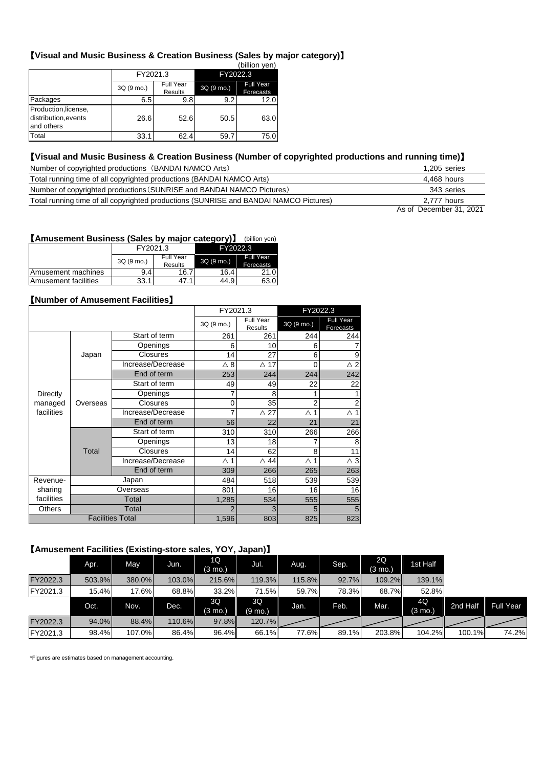## 【Visual and Music Business & Creation Business (Sales by major category)】

(billion yen)

| | FY2021.3 | | FY2022.3 | |
|---|---|---|---|---|
| | 3Q (9 mo.) | Full Year Results | 3Q (9 mo.) | Full Year Forecasts |
| Packages | 6.5 | 9.8 | 9.2 | 12.0 |
| Production,license, distribution,events and others | 26.6 | 52.6 | 50.5 | 63.0 |
| Total | 33.1 | 62.4 | 59.7 | 75.0 |

## 【Visual and Music Business & Creation Business (Number of copyrighted productions and running time)】

| | |
|---|---|
| Number of copyrighted productions（BANDAI NAMCO Arts） | 1,205 series |
| Total running time of all copyrighted productions (BANDAI NAMCO Arts) | 4,468 hours |
| Number of copyrighted productions（SUNRISE and BANDAI NAMCO Pictures） | 343 series |
| Total running time of all copyrighted productions (SUNRISE and BANDAI NAMCO Pictures) | 2,777 hours |

As of December 31, 2021

## 【Amusement Business (Sales by major category)】

(billion yen)

| | FY2021.3 | | FY2022.3 | |
|---|---|---|---|---|
| | 3Q (9 mo.) | Full Year Results | 3Q (9 mo.) | Full Year Forecasts |
| Amusement machines | 9.4 | 16.7 | 16.4 | 21.0 |
| Amusement facilities | 33.1 | 47.1 | 44.9 | 63.0 |

## 【Number of Amusement Facilities】

| | | | FY2021.3 | | FY2022.3 | |
|---|---|---|---|---|---|---|
| | | | 3Q (9 mo.) | Full Year Results | 3Q (9 mo.) | Full Year Forecasts |
| Directly managed facilities | Japan | Start of term | 261 | 261 | 244 | 244 |
| | | Openings | 6 | 10 | 6 | 7 |
| | | Closures | 14 | 27 | 6 | 9 |
| | | Increase/Decrease | △ 8 | △ 17 | 0 | △ 2 |
| | | End of term | 253 | 244 | 244 | 242 |
| | Overseas | Start of term | 49 | 49 | 22 | 22 |
| | | Openings | 7 | 8 | 1 | 1 |
| | | Closures | 0 | 35 | 2 | 2 |
| | | Increase/Decrease | 7 | △ 27 | △ 1 | △ 1 |
| | | End of term | 56 | 22 | 21 | 21 |
| | Total | Start of term | 310 | 310 | 266 | 266 |
| | | Openings | 13 | 18 | 7 | 8 |
| | | Closures | 14 | 62 | 8 | 11 |
| | | Increase/Decrease | △ 1 | △ 44 | △ 1 | △ 3 |
| | | End of term | 309 | 266 | 265 | 263 |
| Revenue-sharing facilities | Japan | | 484 | 518 | 539 | 539 |
| | Overseas | | 801 | 16 | 16 | 16 |
| | Total | | 1,285 | 534 | 555 | 555 |
| Others | Total | | 2 | 3 | 5 | 5 |
| Facilities Total | | | 1,596 | 803 | 825 | 823 |

## 【Amusement Facilities (Existing-store sales, YOY, Japan)】

| | Apr. | May | Jun. | 1Q (3 mo.) | Jul. | Aug. | Sep. | 2Q (3 mo.) | 1st Half | | |
|---|---|---|---|---|---|---|---|---|---|---|---|
| FY2022.3 | 503.9% | 380.0% | 103.0% | 215.6% | 119.3% | 115.8% | 92.7% | 109.2% | 139.1% | | |
| FY2021.3 | 15.4% | 17.6% | 68.8% | 33.2% | 71.5% | 59.7% | 78.3% | 68.7% | 52.8% | | |
| | Oct. | Nov. | Dec. | 3Q (3 mo.) | 3Q (9 mo.) | Jan. | Feb. | Mar. | 4Q (3 mo.) | 2nd Half | Full Year |
| FY2022.3 | 94.0% | 88.4% | 110.6% | 97.8% | 120.7% | | | | | | |
| FY2021.3 | 98.4% | 107.0% | 86.4% | 96.4% | 66.1% | 77.6% | 89.1% | 203.8% | 104.2% | 100.1% | 74.2% |

*Figures are estimates based on management accounting.